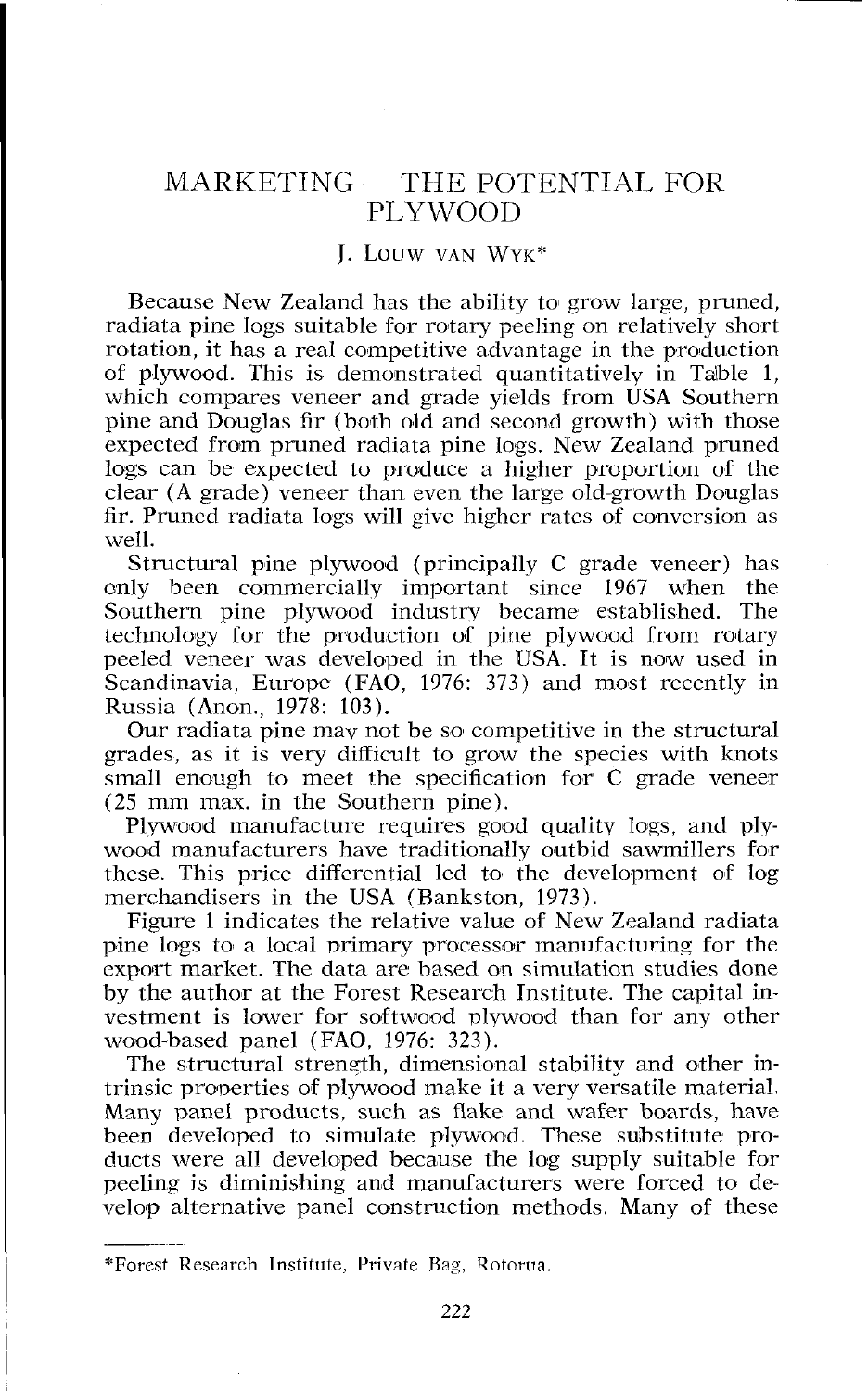# MARKETING — THE POTENTIAL FOR PLYWOOD

J. LOUW VAN WYK*

Because New Zealand has the ability to grow large, pruned, radiata pine logs suitable for rotary peeling on relatively short rotation, it has a real competitive advantage in the production of plywood. This is demonstrated quantitatively in Table 1, which compares veneer and grade yields from USA Southern pine and Douglas fir (both old and second growth) with those expected from pruned radiata pine logs. New Zealand pruned logs can be expected to produce a higher proportion of the clear (A grade) veneer than even the large old-growth Douglas fir. Pruned radiata logs will give higher rates of conversion as well.

Structural pine plywood (principally C grade veneer) has only been commercially important since 1967 when the Southern pine plywood industry became established. The technology for the production of pine plywood from rotary peeled veneer was developed in the USA. It is now used in Scandinavia, Europe (FAO, 1976: 373) and most recently in Russia (Anon., 1978: 103).

Our radiata pine may not be so competitive in the structural grades, as it is very difficult to grow the species with knots small enough to meet the specification for C grade veneer (25 mm max. in the Southern pine).

Plywood manufacture requires good quality logs, and plywood manufacturers have traditionally outbid sawmillers for these. This price differential led to the development of log merchandisers in the USA (Bankston, 1973).

Figure 1 indicates the relative value of New Zealand radiata pine logs to a local primary processor manufacturing for the export market. The data are based on simulation studies done by the author at the Forest Research Institute. The capital investment is lower for softwood plywood than for any other wood-based panel (FAO, 1976: 323).

The structural strength, dimensional stability and other intrinsic properties of plywood make it a very versatile material. Many panel products, such as flake and wafer boards, have been developed to simulate plywood. These substitute products were all developed because the log supply suitable for peeling is diminishing and manufacturers were forced to develop alternative panel construction methods. Many of these

---

*Forest Research Institute, Private Bag, Rotorua.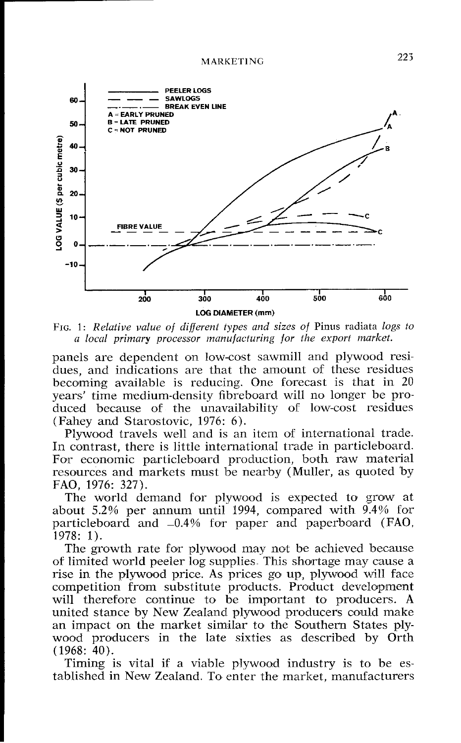FIG. 1: *Relative value of different types and sizes of* Pinus radiata *logs to a local primary processor manufacturing for the export market.*

panels are dependent on low-cost sawmill and plywood residues, and indications are that the amount of these residues becoming available is reducing. One forecast is that in 20 years' time medium-density fibreboard will no longer be produced because of the unavailability of low-cost residues (Fahey and Starostovic, 1976: 6).

Plywood travels well and is an item of international trade. In contrast, there is little international trade in particleboard. For economic particleboard production, both raw material resources and markets must be nearby (Muller, as quoted by FAO, 1976: 327).

The world demand for plywood is expected to grow at about 5.2% per annum until 1994, compared with 9.4% for particleboard and –0.4% for paper and paperboard (FAO, 1978: 1).

The growth rate for plywood may not be achieved because of limited world peeler log supplies. This shortage may cause a rise in the plywood price. As prices go up, plywood will face competition from substitute products. Product development will therefore continue to be important to producers. A united stance by New Zealand plywood producers could make an impact on the market similar to the Southern States plywood producers in the late sixties as described by Orth (1968: 40).

Timing is vital if a viable plywood industry is to be established in New Zealand. To enter the market, manufacturers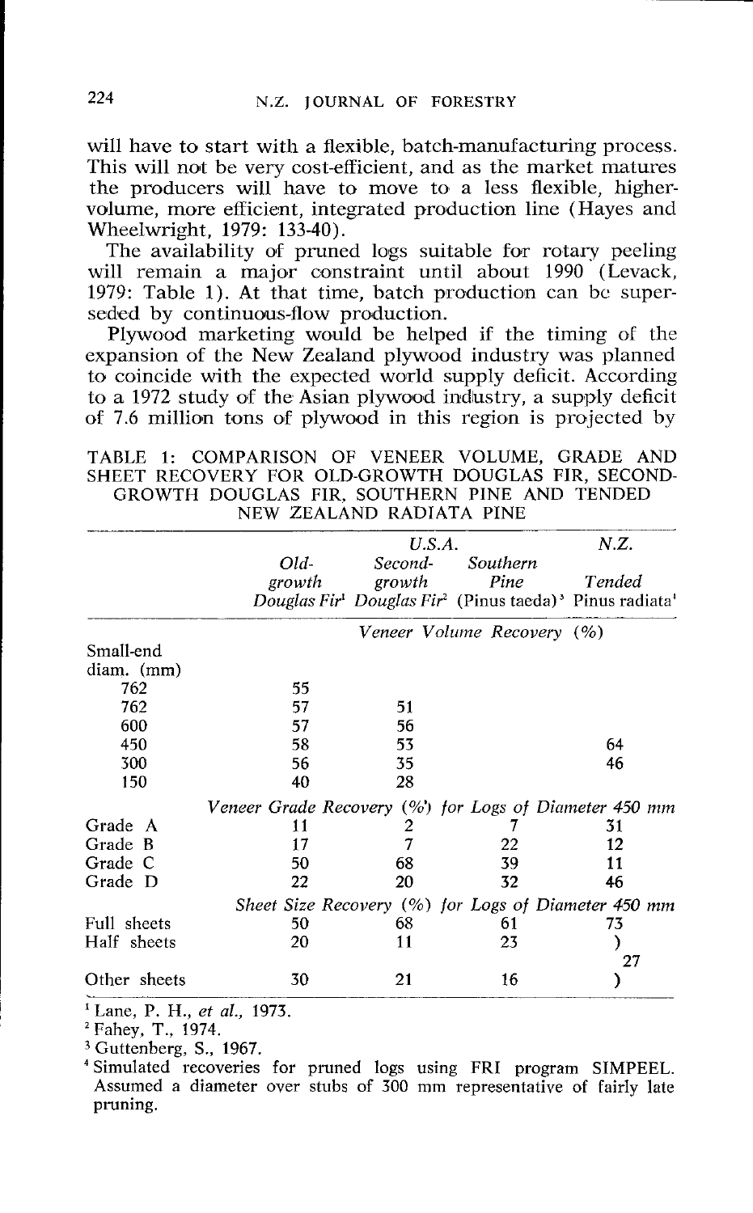will have to start with a flexible, batch-manufacturing process. This will not be very cost-efficient, and as the market matures the producers will have to move to a less flexible, higher-volume, more efficient, integrated production line (Hayes and Wheelwright, 1979: 133-40).

The availability of pruned logs suitable for rotary peeling will remain a major constraint until about 1990 (Levack, 1979: Table 1). At that time, batch production can be superseded by continuous-flow production.

Plywood marketing would be helped if the timing of the expansion of the New Zealand plywood industry was planned to coincide with the expected world supply deficit. According to a 1972 study of the Asian plywood industry, a supply deficit of 7.6 million tons of plywood in this region is projected by

TABLE 1: COMPARISON OF VENEER VOLUME, GRADE AND SHEET RECOVERY FOR OLD-GROWTH DOUGLAS FIR, SECOND-GROWTH DOUGLAS FIR, SOUTHERN PINE AND TENDED NEW ZEALAND RADIATA PINE

| | *U.S.A.* | | | *N.Z.* |
|---|---|---|---|---|
| | *Old-growth Douglas Fir*[1] | *Second-growth Douglas Fir*[2] | *Southern Pine* (Pinus taeda)[3] | *Tended* Pinus radiata[4] |
| | *Veneer Volume Recovery (%)* | | | |
| Small-end diam. (mm) | | | | |
| 762 | 55 | | | |
| 762 | 57 | 51 | | |
| 600 | 57 | 56 | | |
| 450 | 58 | 53 | | 64 |
| 300 | 56 | 35 | | 46 |
| 150 | 40 | 28 | | |
| | *Veneer Grade Recovery (%) for Logs of Diameter 450 mm* | | | |
| Grade A | 11 | 2 | 7 | 31 |
| Grade B | 17 | 7 | 22 | 12 |
| Grade C | 50 | 68 | 39 | 11 |
| Grade D | 22 | 20 | 32 | 46 |
| | *Sheet Size Recovery (%) for Logs of Diameter 450 mm* | | | |
| Full sheets | 50 | 68 | 61 | 73 |
| Half sheets | 20 | 11 | 23 | 27 |
| Other sheets | 30 | 21 | 16 | |

[1] Lane, P. H., *et al.*, 1973.
[2] Fahey, T., 1974.
[3] Guttenberg, S., 1967.
[4] Simulated recoveries for pruned logs using FRI program SIMPEEL. Assumed a diameter over stubs of 300 mm representative of fairly late pruning.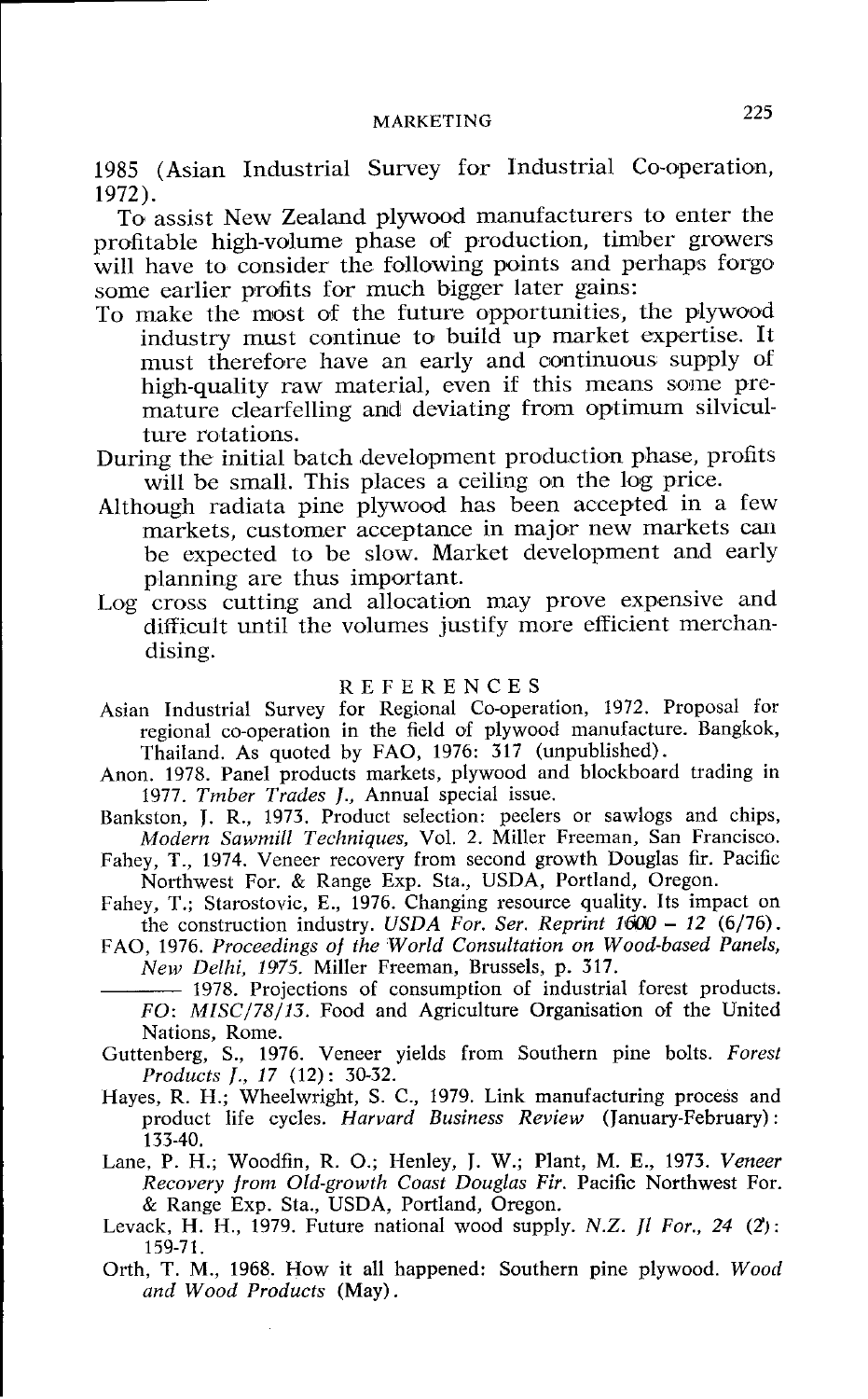1985 (Asian Industrial Survey for Industrial Co-operation, 1972).

To assist New Zealand plywood manufacturers to enter the profitable high-volume phase of production, timber growers will have to consider the following points and perhaps forgo some earlier profits for much bigger later gains:

To make the most of the future opportunities, the plywood industry must continue to build up market expertise. It must therefore have an early and continuous supply of high-quality raw material, even if this means some premature clearfelling and deviating from optimum silviculture rotations.

During the initial batch development production phase, profits will be small. This places a ceiling on the log price.

Although radiata pine plywood has been accepted in a few markets, customer acceptance in major new markets can be expected to be slow. Market development and early planning are thus important.

Log cross cutting and allocation may prove expensive and difficult until the volumes justify more efficient merchandising.

## REFERENCES

Asian Industrial Survey for Regional Co-operation, 1972. Proposal for regional co-operation in the field of plywood manufacture. Bangkok, Thailand. As quoted by FAO, 1976: 317 (unpublished).

Anon. 1978. Panel products markets, plywood and blockboard trading in 1977. *Tmber Trades J.*, Annual special issue.

Bankston, J. R., 1973. Product selection: peelers or sawlogs and chips, *Modern Sawmill Techniques*, Vol. 2. Miller Freeman, San Francisco.

Fahey, T., 1974. Veneer recovery from second growth Douglas fir. Pacific Northwest For. & Range Exp. Sta., USDA, Portland, Oregon.

Fahey, T.; Starostovic, E., 1976. Changing resource quality. Its impact on the construction industry. *USDA For. Ser. Reprint 1600 – 12* (6/76).

FAO, 1976. *Proceedings of the World Consultation on Wood-based Panels, New Delhi, 1975.* Miller Freeman, Brussels, p. 317.

———— 1978. Projections of consumption of industrial forest products. *FO: MISC/78/13.* Food and Agriculture Organisation of the United Nations, Rome.

Guttenberg, S., 1976. Veneer yields from Southern pine bolts. *Forest Products J., 17* (12): 30-32.

Hayes, R. H.; Wheelwright, S. C., 1979. Link manufacturing process and product life cycles. *Harvard Business Review* (January-February): 133-40.

Lane, P. H.; Woodfin, R. O.; Henley, J. W.; Plant, M. E., 1973. *Veneer Recovery from Old-growth Coast Douglas Fir.* Pacific Northwest For. & Range Exp. Sta., USDA, Portland, Oregon.

Levack, H. H., 1979. Future national wood supply. *N.Z. Jl For., 24* (2): 159-71.

Orth, T. M., 1968. How it all happened: Southern pine plywood. *Wood and Wood Products* (May).